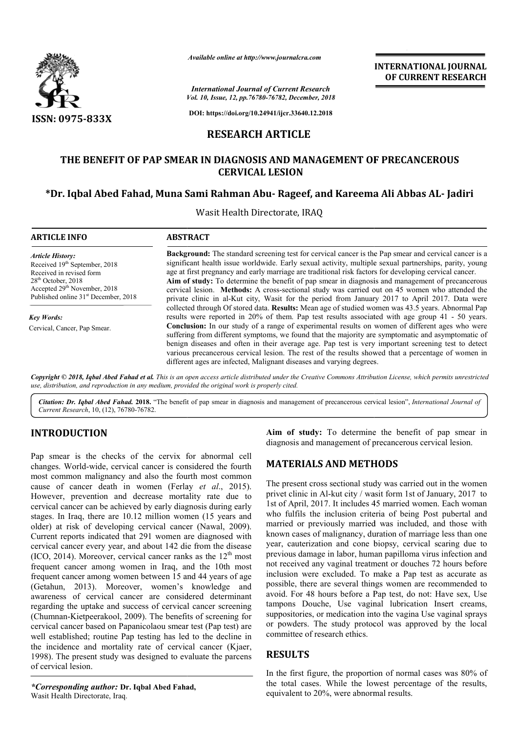# RESEARCH ARTICLE

# THE BENEFIT OF PAP SMEAR IN DIAGNOSIS AND MANAGEMENT OF PRECANCEROUS CERVICAL LESION

**\*Dr. Iqbal Abed Fahad, Muna Sami Rahman Abu- Rageef, and Kareema Ali Abbas AL- Jadiri**

Wasit Health Directorate, IRAQ

## ARTICLE INFO

*Article History:*
Received 19th September, 2018
Received in revised form 28th October, 2018
Accepted 29th November, 2018
Published online 31st December, 2018

*Key Words:*
Cervical, Cancer, Pap Smear.

## ABSTRACT

**Background:** The standard screening test for cervical cancer is the Pap smear and cervical cancer is a significant health issue worldwide. Early sexual activity, multiple sexual partnerships, parity, young age at first pregnancy and early marriage are traditional risk factors for developing cervical cancer. **Aim of study:** To determine the benefit of pap smear in diagnosis and management of precancerous cervical lesion. **Methods:** A cross-sectional study was carried out on 45 women who attended the private clinic in al-Kut city, Wasit for the period from January 2017 to April 2017. Data were collected through Of stored data. **Results:** Mean age of studied women was 43.5 years. Abnormal Pap results were reported in 20% of them. Pap test results associated with age group 41 - 50 years. **Conclusion:** In our study of a range of experimental results on women of different ages who were suffering from different symptoms, we found that the majority are symptomatic and asymptomatic of benign diseases and often in their average age. Pap test is very important screening test to detect various precancerous cervical lesion. The rest of the results showed that a percentage of women in different ages are infected, Malignant diseases and varying degrees.

*Copyright © 2018, Iqbal Abed Fahad et al. This is an open access article distributed under the Creative Commons Attribution License, which permits unrestricted use, distribution, and reproduction in any medium, provided the original work is properly cited.*

*Citation: Dr. Iqbal Abed Fahad.* **2018.** "The benefit of pap smear in diagnosis and management of precancerous cervical lesion", *International Journal of Current Research*, 10, (12), 76780-76782.

## INTRODUCTION

Pap smear is the checks of the cervix for abnormal cell changes. World-wide, cervical cancer is considered the fourth most common malignancy and also the fourth most common cause of cancer death in women (Ferlay *et al*., 2015). However, prevention and decrease mortality rate due to cervical cancer can be achieved by early diagnosis during early stages. In Iraq, there are 10.12 million women (15 years and older) at risk of developing cervical cancer (Nawal, 2009). Current reports indicated that 291 women are diagnosed with cervical cancer every year, and about 142 die from the disease (ICO, 2014). Moreover, cervical cancer ranks as the 12th most frequent cancer among women in Iraq, and the 10th most frequent cancer among women between 15 and 44 years of age (Getahun, 2013). Moreover, women's knowledge and awareness of cervical cancer are considered determinant regarding the uptake and success of cervical cancer screening (Chumnan-Kietpeerakool, 2009). The benefits of screening for cervical cancer based on Papanicolaou smear test (Pap test) are well established; routine Pap testing has led to the decline in the incidence and mortality rate of cervical cancer (Kjaer, 1998). The present study was designed to evaluate the parcens of cervical lesion.

**Aim of study:** To determine the benefit of pap smear in diagnosis and management of precancerous cervical lesion.

## MATERIALS AND METHODS

The present cross sectional study was carried out in the women privet clinic in Al-kut city / wasit form 1st of January, 2017 to 1st of April, 2017. It includes 45 married women. Each woman who fulfils the inclusion criteria of being Post pubertal and married or previously married was included, and those with known cases of malignancy, duration of marriage less than one year, cauterization and cone biopsy, cervical scaring due to previous damage in labor, human papilloma virus infection and not received any vaginal treatment or douches 72 hours before inclusion were excluded. To make a Pap test as accurate as possible, there are several things women are recommended to avoid. For 48 hours before a Pap test, do not: Have sex, Use tampons Douche, Use vaginal lubrication Insert creams, suppositories, or medication into the vagina Use vaginal sprays or powders. The study protocol was approved by the local committee of research ethics.

## RESULTS

In the first figure, the proportion of normal cases was 80% of the total cases. While the lowest percentage of the results, equivalent to 20%, were abnormal results.

*\*Corresponding author:* **Dr. Iqbal Abed Fahad,**
Wasit Health Directorate, Iraq.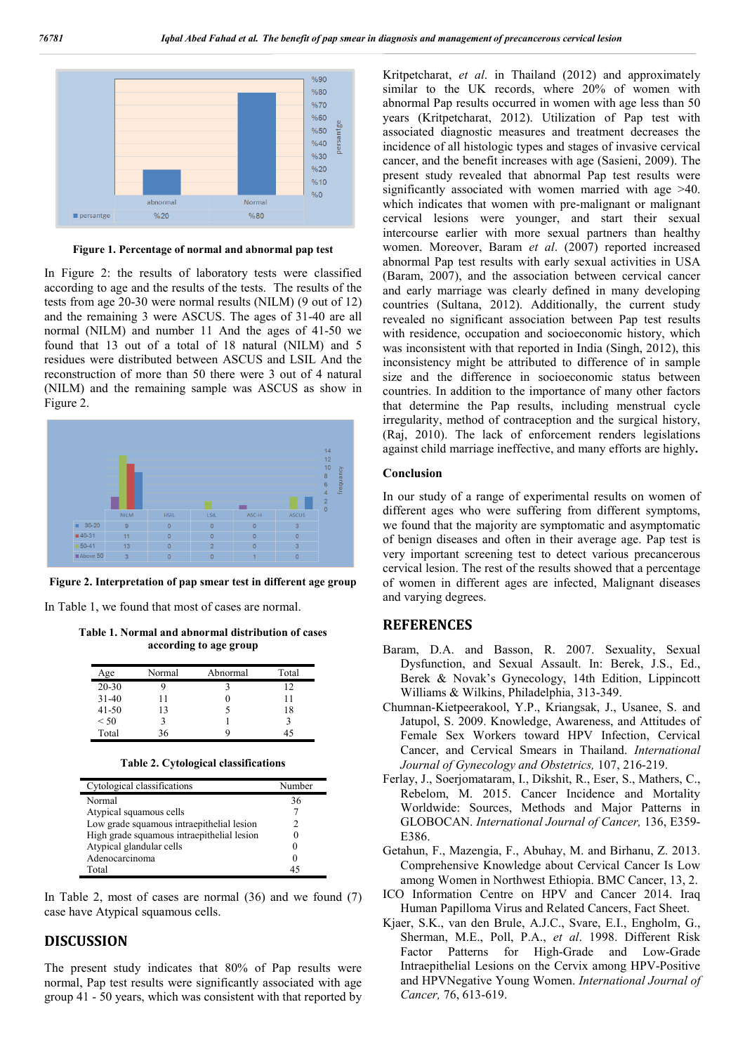**Figure 1. Percentage of normal and abnormal pap test**

In Figure 2: the results of laboratory tests were classified according to age and the results of the tests. The results of the tests from age 20-30 were normal results (NILM) (9 out of 12) and the remaining 3 were ASCUS. The ages of 31-40 are all normal (NILM) and number 11 And the ages of 41-50 we found that 13 out of a total of 18 natural (NILM) and 5 residues were distributed between ASCUS and LSIL And the reconstruction of more than 50 there were 3 out of 4 natural (NILM) and the remaining sample was ASCUS as show in Figure 2.

**Figure 2. Interpretation of pap smear test in different age group**

In Table 1, we found that most of cases are normal.

**Table 1. Normal and abnormal distribution of cases according to age group**

| Age | Normal | Abnormal | Total |
|---|---|---|---|
| 20-30 | 9 | 3 | 12 |
| 31-40 | 11 | 0 | 11 |
| 41-50 | 13 | 5 | 18 |
| < 50 | 3 | 1 | 3 |
| Total | 36 | 9 | 45 |

**Table 2. Cytological classifications**

| Cytological classifications | Number |
|---|---|
| Normal | 36 |
| Atypical squamous cells | 7 |
| Low grade squamous intraepithelial lesion | 2 |
| High grade squamous intraepithelial lesion | 0 |
| Atypical glandular cells | 0 |
| Adenocarcinoma | 0 |
| Total | 45 |

In Table 2, most of cases are normal (36) and we found (7) case have Atypical squamous cells.

## DISCUSSION

The present study indicates that 80% of Pap results were normal, Pap test results were significantly associated with age group 41 - 50 years, which was consistent with that reported by Kritpetcharat, *et al.* in Thailand (2012) and approximately similar to the UK records, where 20% of women with abnormal Pap results occurred in women with age less than 50 years (Kritpetcharat, 2012). Utilization of Pap test with associated diagnostic measures and treatment decreases the incidence of all histologic types and stages of invasive cervical cancer, and the benefit increases with age (Sasieni, 2009). The present study revealed that abnormal Pap test results were significantly associated with women married with age >40. which indicates that women with pre-malignant or malignant cervical lesions were younger, and start their sexual intercourse earlier with more sexual partners than healthy women. Moreover, Baram *et al*. (2007) reported increased abnormal Pap test results with early sexual activities in USA (Baram, 2007), and the association between cervical cancer and early marriage was clearly defined in many developing countries (Sultana, 2012). Additionally, the current study revealed no significant association between Pap test results with residence, occupation and socioeconomic history, which was inconsistent with that reported in India (Singh, 2012), this inconsistency might be attributed to difference of in sample size and the difference in socioeconomic status between countries. In addition to the importance of many other factors that determine the Pap results, including menstrual cycle irregularity, method of contraception and the surgical history, (Raj, 2010). The lack of enforcement renders legislations against child marriage ineffective, and many efforts are highly**.**

### Conclusion

In our study of a range of experimental results on women of different ages who were suffering from different symptoms, we found that the majority are symptomatic and asymptomatic of benign diseases and often in their average age. Pap test is very important screening test to detect various precancerous cervical lesion. The rest of the results showed that a percentage of women in different ages are infected, Malignant diseases and varying degrees.

## REFERENCES

Baram, D.A. and Basson, R. 2007. Sexuality, Sexual Dysfunction, and Sexual Assault. In: Berek, J.S., Ed., Berek & Novak's Gynecology, 14th Edition, Lippincott Williams & Wilkins, Philadelphia, 313-349.

Chumnan-Kietpeerakool, Y.P., Kriangsak, J., Usanee, S. and Jatupol, S. 2009. Knowledge, Awareness, and Attitudes of Female Sex Workers toward HPV Infection, Cervical Cancer, and Cervical Smears in Thailand. *International Journal of Gynecology and Obstetrics,* 107, 216-219.

Ferlay, J., Soerjomataram, I., Dikshit, R., Eser, S., Mathers, C., Rebelom, M. 2015. Cancer Incidence and Mortality Worldwide: Sources, Methods and Major Patterns in GLOBOCAN. *International Journal of Cancer,* 136, E359-E386.

Getahun, F., Mazengia, F., Abuhay, M. and Birhanu, Z. 2013. Comprehensive Knowledge about Cervical Cancer Is Low among Women in Northwest Ethiopia. BMC Cancer, 13, 2.

ICO Information Centre on HPV and Cancer 2014. Iraq Human Papilloma Virus and Related Cancers, Fact Sheet.

Kjaer, S.K., van den Brule, A.J.C., Svare, E.I., Engholm, G., Sherman, M.E., Poll, P.A., *et al*. 1998. Different Risk Factor Patterns for High-Grade and Low-Grade Intraepithelial Lesions on the Cervix among HPV-Positive and HPVNegative Young Women. *International Journal of Cancer,* 76, 613-619.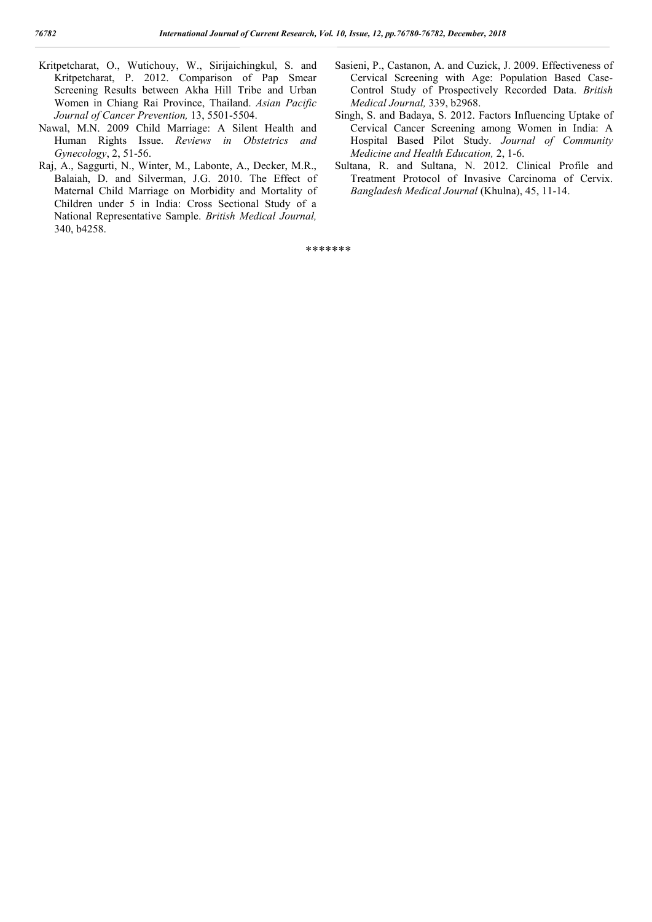Kritpetcharat, O., Wutichouy, W., Sirijaichingkul, S. and Kritpetcharat, P. 2012. Comparison of Pap Smear Screening Results between Akha Hill Tribe and Urban Women in Chiang Rai Province, Thailand. *Asian Pacific Journal of Cancer Prevention,* 13, 5501-5504.

Nawal, M.N. 2009 Child Marriage: A Silent Health and Human Rights Issue. *Reviews in Obstetrics and Gynecology*, 2, 51-56.

Raj, A., Saggurti, N., Winter, M., Labonte, A., Decker, M.R., Balaiah, D. and Silverman, J.G. 2010. The Effect of Maternal Child Marriage on Morbidity and Mortality of Children under 5 in India: Cross Sectional Study of a National Representative Sample. *British Medical Journal,* 340, b4258.

Sasieni, P., Castanon, A. and Cuzick, J. 2009. Effectiveness of Cervical Screening with Age: Population Based Case-Control Study of Prospectively Recorded Data. *British Medical Journal,* 339, b2968.

Singh, S. and Badaya, S. 2012. Factors Influencing Uptake of Cervical Cancer Screening among Women in India: A Hospital Based Pilot Study. *Journal of Community Medicine and Health Education,* 2, 1-6.

Sultana, R. and Sultana, N. 2012. Clinical Profile and Treatment Protocol of Invasive Carcinoma of Cervix. *Bangladesh Medical Journal* (Khulna), 45, 11-14.

*******